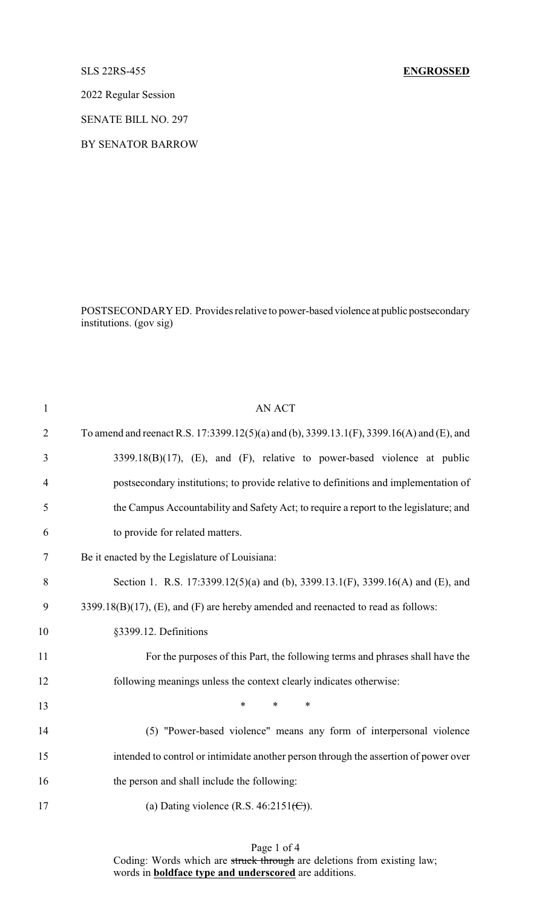SLS 22RS-455 **ENGROSSED**

2022 Regular Session

SENATE BILL NO. 297

BY SENATOR BARROW

POSTSECONDARY ED. Provides relative to power-based violence at public postsecondary institutions. (gov sig)

AN ACT

To amend and reenact R.S. 17:3399.12(5)(a) and (b), 3399.13.1(F), 3399.16(A) and (E), and 3399.18(B)(17), (E), and (F), relative to power-based violence at public postsecondary institutions; to provide relative to definitions and implementation of the Campus Accountability and Safety Act; to require a report to the legislature; and to provide for related matters.

Be it enacted by the Legislature of Louisiana:

Section 1. R.S. 17:3399.12(5)(a) and (b), 3399.13.1(F), 3399.16(A) and (E), and 3399.18(B)(17), (E), and (F) are hereby amended and reenacted to read as follows:

§3399.12. Definitions

For the purposes of this Part, the following terms and phrases shall have the following meanings unless the context clearly indicates otherwise:

\* \* \*

(5) "Power-based violence" means any form of interpersonal violence intended to control or intimidate another person through the assertion of power over the person and shall include the following:

(a) Dating violence (R.S. 46:2151~~(C)~~).

Coding: Words which are ~~struck through~~ are deletions from existing law; words in **__boldface type and underscored__** are additions.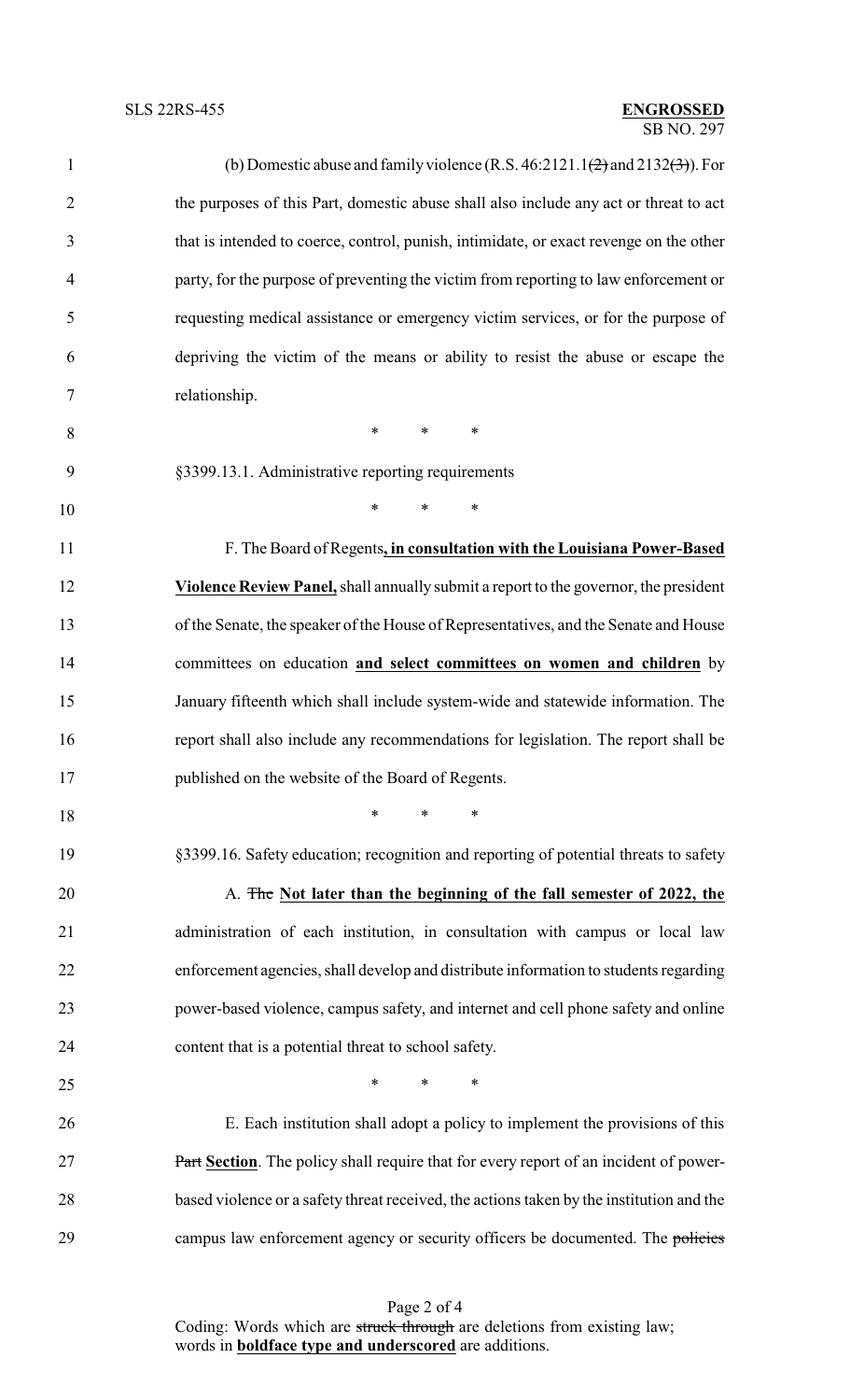(b) Domestic abuse and family violence (R.S. 46:2121.1~~(2)~~ and 2132~~(3)~~). For the purposes of this Part, domestic abuse shall also include any act or threat to act that is intended to coerce, control, punish, intimidate, or exact revenge on the other party, for the purpose of preventing the victim from reporting to law enforcement or requesting medical assistance or emergency victim services, or for the purpose of depriving the victim of the means or ability to resist the abuse or escape the relationship.

\* \* \*

§3399.13.1. Administrative reporting requirements

\* \* \*

F. The Board of Regents**<u>, in consultation with the Louisiana Power-Based Violence Review Panel,</u>** shall annually submit a report to the governor, the president of the Senate, the speaker of the House of Representatives, and the Senate and House committees on education **<u>and select committees on women and children</u>** by January fifteenth which shall include system-wide and statewide information. The report shall also include any recommendations for legislation. The report shall be published on the website of the Board of Regents.

\* \* \*

§3399.16. Safety education; recognition and reporting of potential threats to safety

A. ~~The~~ **<u>Not later than the beginning of the fall semester of 2022, the</u>** administration of each institution, in consultation with campus or local law enforcement agencies, shall develop and distribute information to students regarding power-based violence, campus safety, and internet and cell phone safety and online content that is a potential threat to school safety.

\* \* \*

E. Each institution shall adopt a policy to implement the provisions of this ~~Part~~ **<u>Section</u>**. The policy shall require that for every report of an incident of power-based violence or a safety threat received, the actions taken by the institution and the campus law enforcement agency or security officers be documented. The ~~policies~~

Coding: Words which are ~~struck through~~ are deletions from existing law; words in **<u>boldface type and underscored</u>** are additions.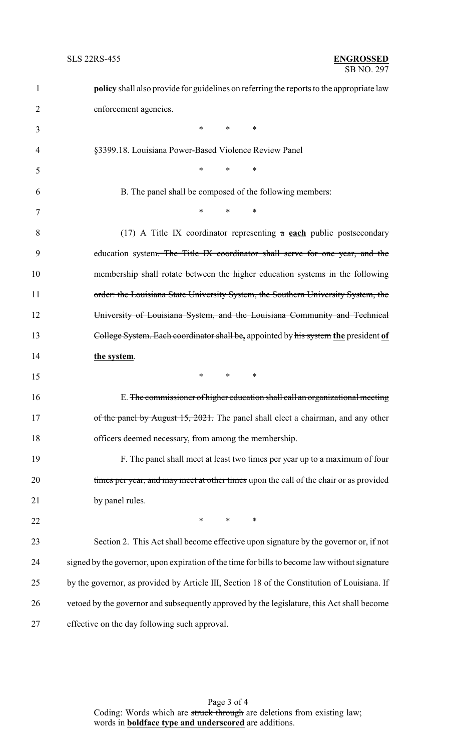**policy** shall also provide for guidelines on referring the reports to the appropriate law enforcement agencies.

\* \* \*

§3399.18. Louisiana Power-Based Violence Review Panel

\* \* \*

B. The panel shall be composed of the following members:

\* \* \*

(17) A Title IX coordinator representing ~~a~~ **each** public postsecondary education system~~. The Title IX coordinator shall serve for one year, and the membership shall rotate between the higher education systems in the following order: the Louisiana State University System, the Southern University System, the University of Louisiana System, and the Louisiana Community and Technical College System. Each coordinator shall be~~**,** appointed by ~~his system~~ **the** president **of the system**.

\* \* \*

E. ~~The commissioner of higher education shall call an organizational meeting of the panel by August 15, 2021.~~ The panel shall elect a chairman, and any other officers deemed necessary, from among the membership.

F. The panel shall meet at least two times per year ~~up to a maximum of four times per year, and may meet at other times~~ upon the call of the chair or as provided by panel rules.

\* \* \*

Section 2. This Act shall become effective upon signature by the governor or, if not signed by the governor, upon expiration of the time for bills to become law without signature by the governor, as provided by Article III, Section 18 of the Constitution of Louisiana. If vetoed by the governor and subsequently approved by the legislature, this Act shall become effective on the day following such approval.

Coding: Words which are ~~struck through~~ are deletions from existing law; words in **boldface type and underscored** are additions.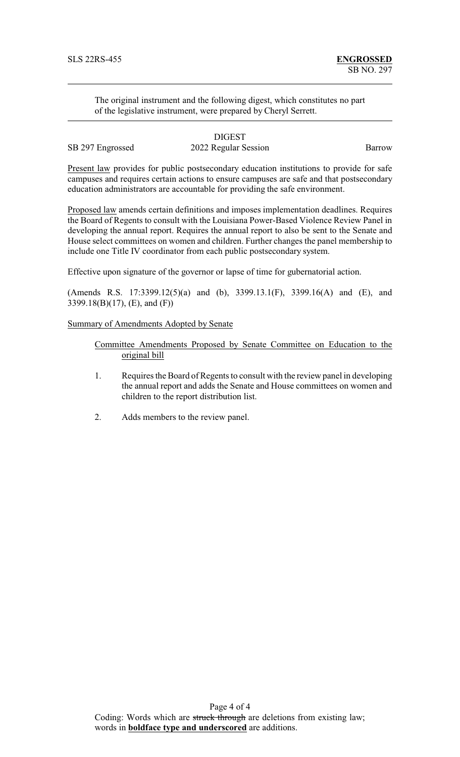The original instrument and the following digest, which constitutes no part of the legislative instrument, were prepared by Cheryl Serrett.

DIGEST

SB 297 Engrossed 2022 Regular Session Barrow

Present law provides for public postsecondary education institutions to provide for safe campuses and requires certain actions to ensure campuses are safe and that postsecondary education administrators are accountable for providing the safe environment.

Proposed law amends certain definitions and imposes implementation deadlines. Requires the Board of Regents to consult with the Louisiana Power-Based Violence Review Panel in developing the annual report. Requires the annual report to also be sent to the Senate and House select committees on women and children. Further changes the panel membership to include one Title IV coordinator from each public postsecondary system.

Effective upon signature of the governor or lapse of time for gubernatorial action.

(Amends R.S. 17:3399.12(5)(a) and (b), 3399.13.1(F), 3399.16(A) and (E), and 3399.18(B)(17), (E), and (F))

Summary of Amendments Adopted by Senate

Committee Amendments Proposed by Senate Committee on Education to the original bill

1. Requires the Board of Regents to consult with the review panel in developing the annual report and adds the Senate and House committees on women and children to the report distribution list.
2. Adds members to the review panel.

Coding: Words which are ~~struck through~~ are deletions from existing law; words in **boldface type and underscored** are additions.